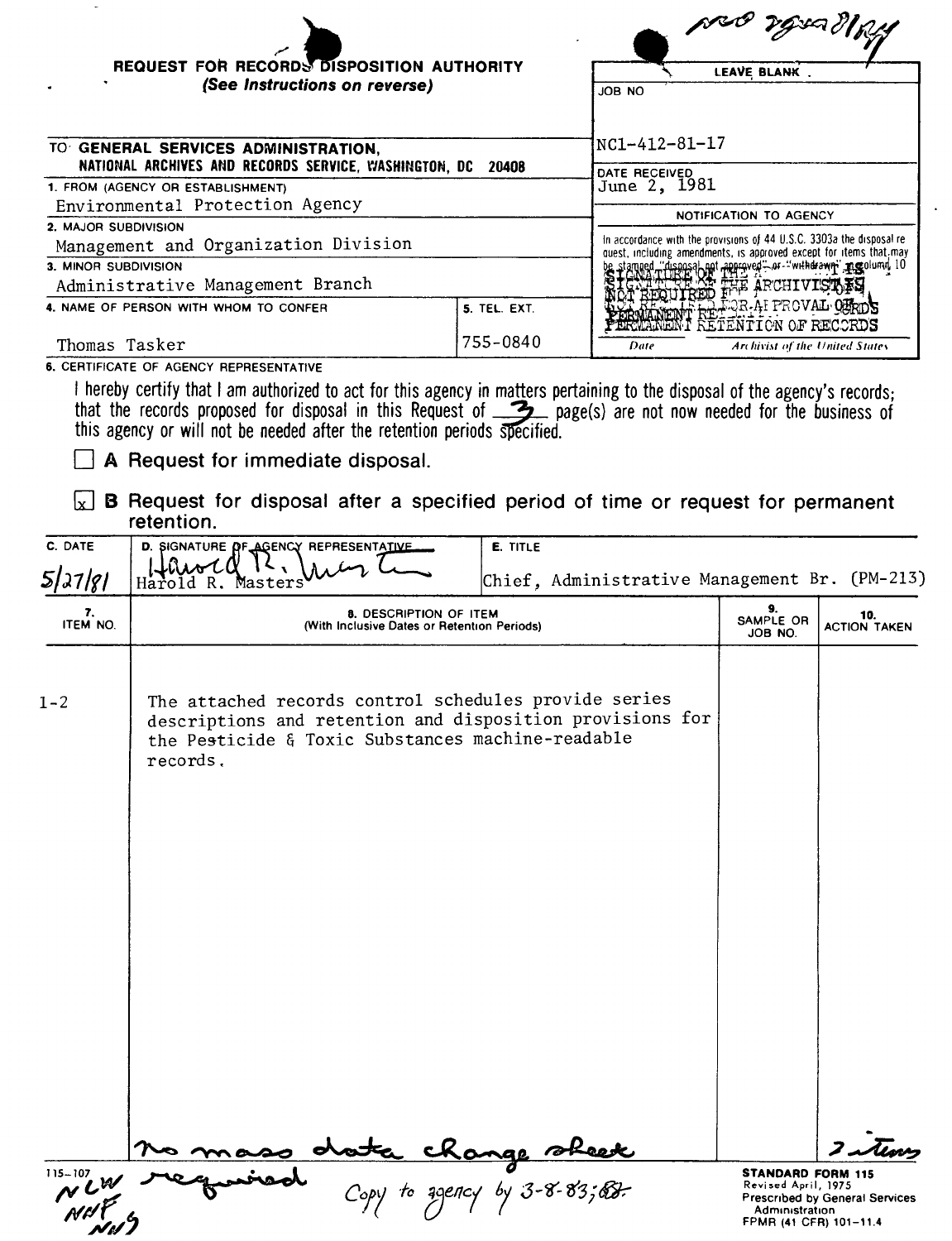# REQUEST FOR RECORDS DISPOSITION AUTHORITY
*(See Instructions on reverse)*

| LEAVE BLANK |
|---|
| JOB NO<br>NC1-412-81-17 |
| DATE RECEIVED<br>June 2, 1981 |
| NOTIFICATION TO AGENCY<br>In accordance with the provisions of 44 U.S.C. 3303a the disposal request, including amendments, is approved except for items that may be stamped "disposal not approved" or "withdrawn" in column 10<br>SIGNATURE OF THE ARCHIVIST IS NOT REQUIRED FOR APPROVAL OF PERMANENT RETENTION OF RECORDS |
| Date / Archivist of the United States |

TO: GENERAL SERVICES ADMINISTRATION, NATIONAL ARCHIVES AND RECORDS SERVICE, WASHINGTON, DC 20408

1. FROM (AGENCY OR ESTABLISHMENT): Environmental Protection Agency
2. MAJOR SUBDIVISION: Management and Organization Division
3. MINOR SUBDIVISION: Administrative Management Branch
4. NAME OF PERSON WITH WHOM TO CONFER: Thomas Tasker
5. TEL. EXT.: 755-0840

6. CERTIFICATE OF AGENCY REPRESENTATIVE

I hereby certify that I am authorized to act for this agency in matters pertaining to the disposal of the agency's records; that the records proposed for disposal in this Request of 3 page(s) are not now needed for the business of this agency or will not be needed after the retention periods specified.

☐ **A** Request for immediate disposal.

☒ **B** Request for disposal after a specified period of time or request for permanent retention.

| C. DATE | D. SIGNATURE OF AGENCY REPRESENTATIVE | E. TITLE |
|---|---|---|
| 5/27/81 | Harold R. Masters | Chief, Administrative Management Br. (PM-213) |

| 7. ITEM NO. | 8. DESCRIPTION OF ITEM (With Inclusive Dates or Retention Periods) | 9. SAMPLE OR JOB NO. | 10. ACTION TAKEN |
|---|---|---|---|
| 1-2 | The attached records control schedules provide series descriptions and retention and disposition provisions for the Pesticide & Toxic Substances machine-readable records. | | |

no mass data change sheet required — 2 items

NCW NNF NNS

Copy to agency by 3-8-83;

115-107

STANDARD FORM 115
Revised April, 1975
Prescribed by General Services Administration
FPMR (41 CFR) 101-11.4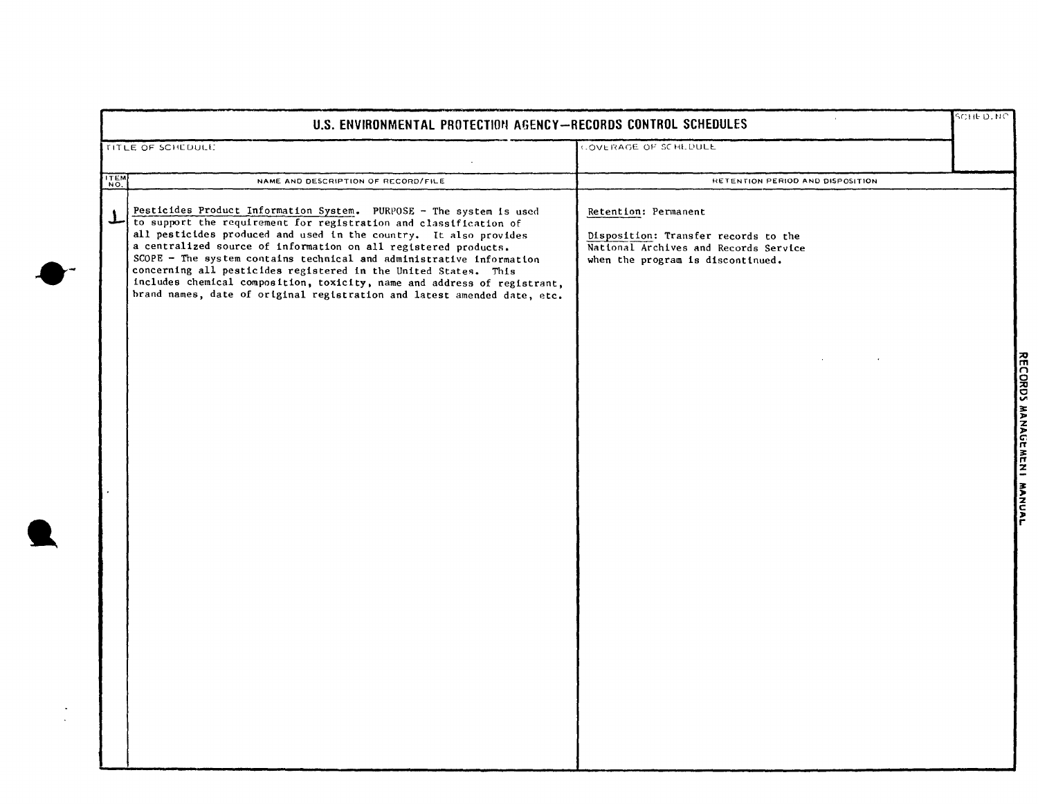# U.S. ENVIRONMENTAL PROTECTION AGENCY—RECORDS CONTROL SCHEDULES

| TITLE OF SCHEDULE | COVERAGE OF SCHEDULE | SCHED. NO. |
| --- | --- | --- |
| | | |

| ITEM NO. | NAME AND DESCRIPTION OF RECORD/FILE | RETENTION PERIOD AND DISPOSITION |
| --- | --- | --- |
| 1 | Pesticides Product Information System. PURPOSE - The system is used to support the requirement for registration and classification of all pesticides produced and used in the country. It also provides a centralized source of information on all registered products. SCOPE - The system contains technical and administrative information concerning all pesticides registered in the United States. This includes chemical composition, toxicity, name and address of registrant, brand names, date of original registration and latest amended date, etc. | Retention: Permanent<br><br>Disposition: Transfer records to the National Archives and Records Service when the program is discontinued. |

RECORDS MANAGEMENT MANUAL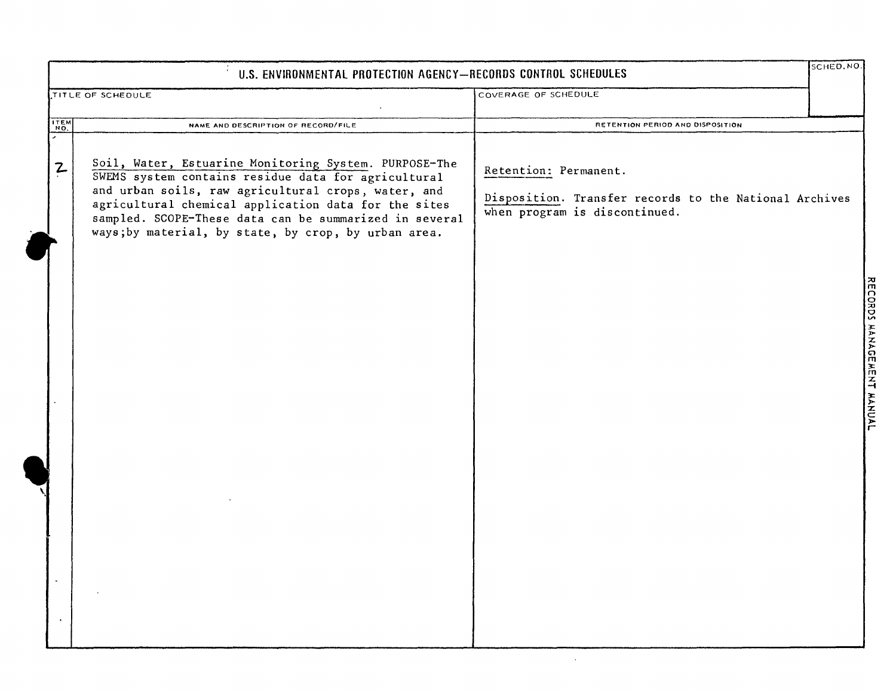# U.S. ENVIRONMENTAL PROTECTION AGENCY—RECORDS CONTROL SCHEDULES

| TITLE OF SCHEDULE | COVERAGE OF SCHEDULE | SCHED. NO. |
| --- | --- | --- |
| | | |

| ITEM NO. | NAME AND DESCRIPTION OF RECORD/FILE | RETENTION PERIOD AND DISPOSITION |
| --- | --- | --- |
| 2 | Soil, Water, Estuarine Monitoring System. PURPOSE-The SWEMS system contains residue data for agricultural and urban soils, raw agricultural crops, water, and agricultural chemical application data for the sites sampled. SCOPE-These data can be summarized in several ways;by material, by state, by crop, by urban area. | Retention: Permanent.<br><br>Disposition. Transfer records to the National Archives when program is discontinued. |

RECORDS MANAGEMENT MANUAL